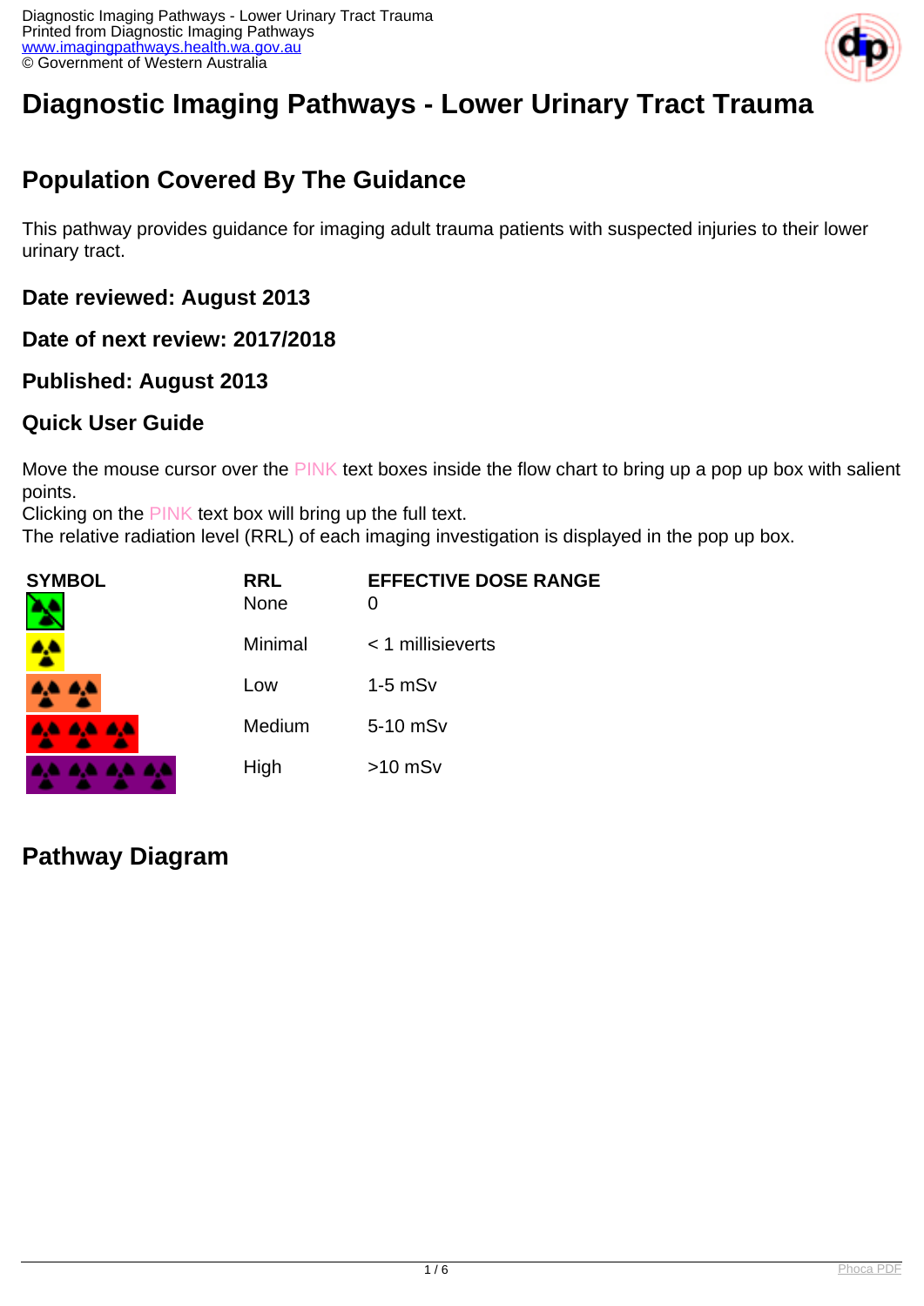# Diagnostic Imaging Pathways - Lower Urinary Tract Trauma

## Population Covered By The Guidance

This pathway provides guidance for imaging adult trauma patients with suspected injuries to their lower urinary tract.

### Date reviewed: August 2013

### Date of next review: 2017/2018

### Published: August 2013

### Quick User Guide

Move the mouse cursor over the PINK text boxes inside the flow chart to bring up a pop up box with salient points.
Clicking on the PINK text box will bring up the full text.
The relative radiation level (RRL) of each imaging investigation is displayed in the pop up box.

| SYMBOL | RRL | EFFECTIVE DOSE RANGE |
|---|---|---|
| | None | 0 |
| | Minimal | < 1 millisieverts |
| | Low | 1-5 mSv |
| | Medium | 5-10 mSv |
| | High | >10 mSv |

## Pathway Diagram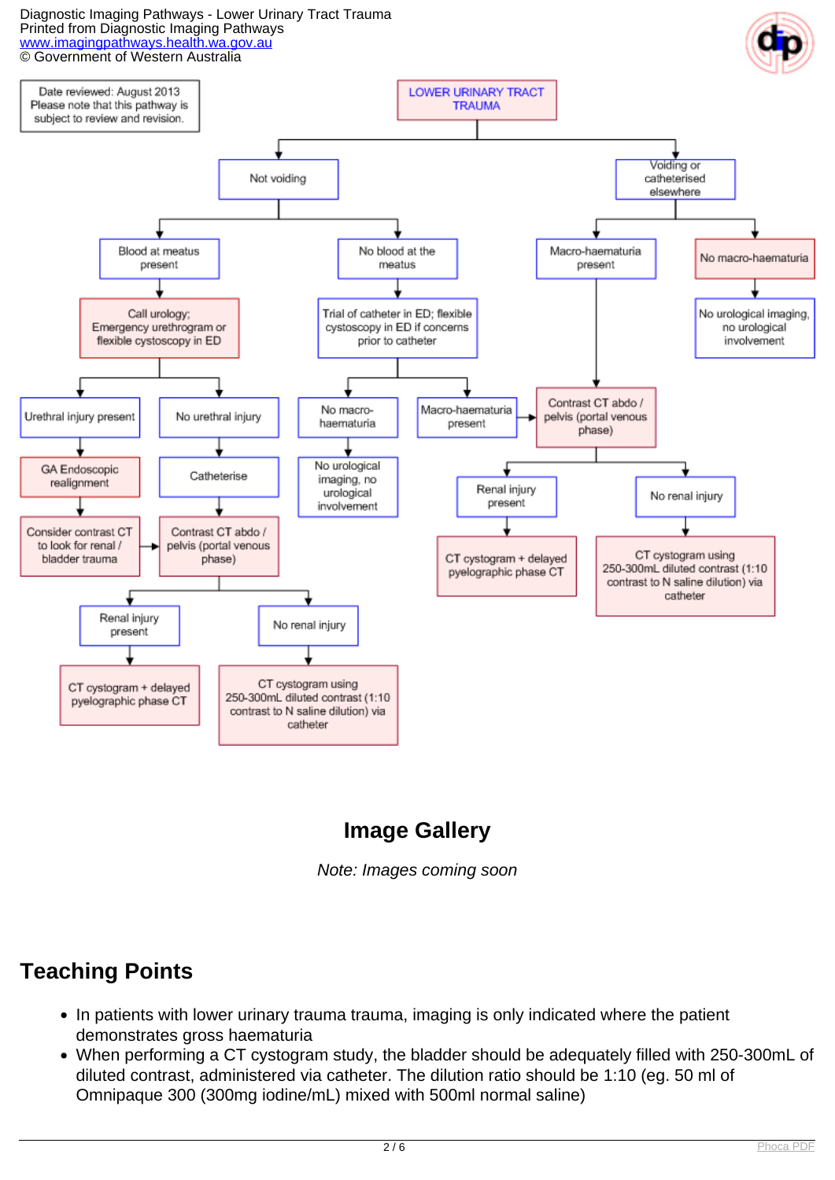Date reviewed: August 2013
Please note that this pathway is subject to review and revision.

LOWER URINARY TRACT TRAUMA

Not voiding

Voiding or catheterised elsewhere

Blood at meatus present

No blood at the meatus

Macro-haematuria present

No macro-haematuria

Call urology; Emergency urethrogram or flexible cystoscopy in ED

Trial of catheter in ED; flexible cystoscopy in ED if concerns prior to catheter

No urological imaging, no urological involvement

Urethral injury present

No urethral injury

No macro-haematuria

Macro-haematuria present

Contrast CT abdo / pelvis (portal venous phase)

GA Endoscopic realignment

Catheterise

No urological imaging, no urological involvement

Renal injury present

No renal injury

Consider contrast CT to look for renal / bladder trauma

Contrast CT abdo / pelvis (portal venous phase)

CT cystogram + delayed pyelographic phase CT

CT cystogram using 250-300mL diluted contrast (1:10 contrast to N saline dilution) via catheter

Renal injury present

No renal injury

CT cystogram + delayed pyelographic phase CT

CT cystogram using 250-300mL diluted contrast (1:10 contrast to N saline dilution) via catheter

## Image Gallery

*Note: Images coming soon*

## Teaching Points

- In patients with lower urinary trauma trauma, imaging is only indicated where the patient demonstrates gross haematuria
- When performing a CT cystogram study, the bladder should be adequately filled with 250-300mL of diluted contrast, administered via catheter. The dilution ratio should be 1:10 (eg. 50 ml of Omnipaque 300 (300mg iodine/mL) mixed with 500ml normal saline)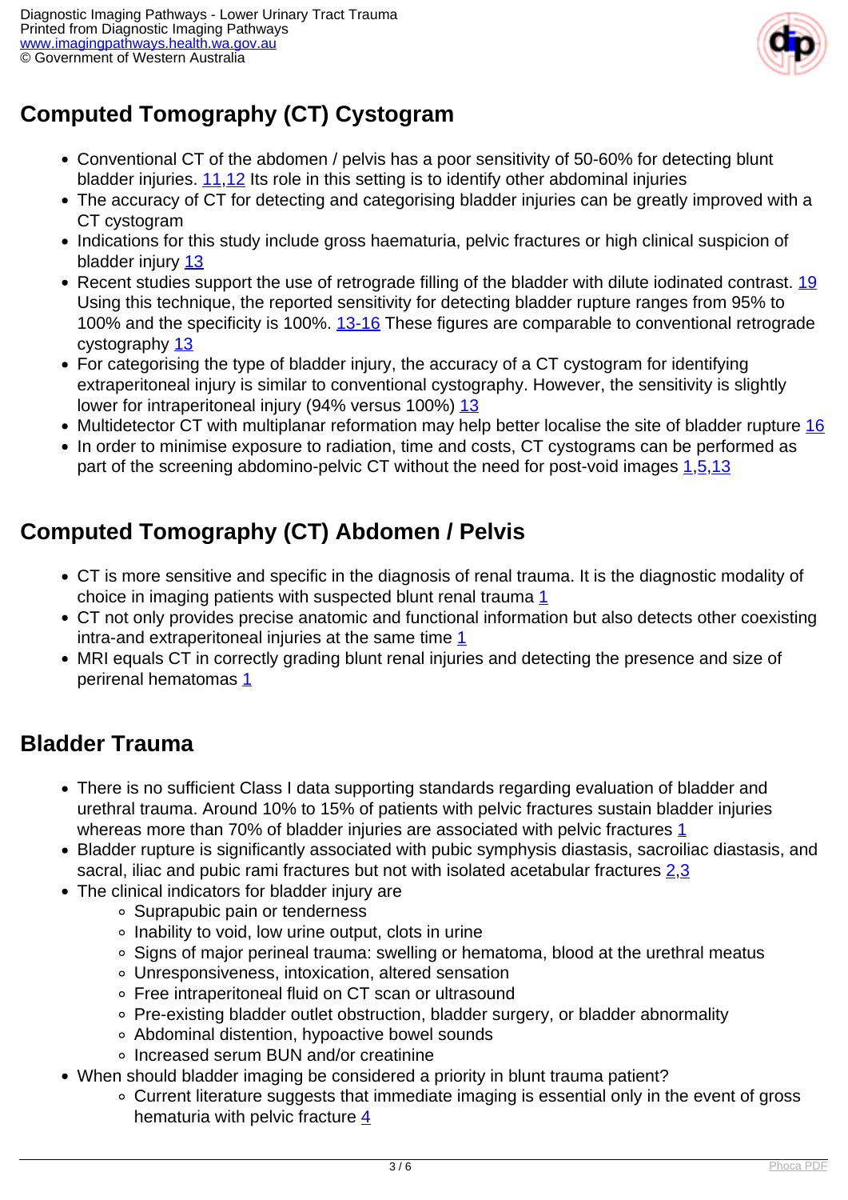## Computed Tomography (CT) Cystogram

- Conventional CT of the abdomen / pelvis has a poor sensitivity of 50-60% for detecting blunt bladder injuries. [11,12] Its role in this setting is to identify other abdominal injuries
- The accuracy of CT for detecting and categorising bladder injuries can be greatly improved with a CT cystogram
- Indications for this study include gross haematuria, pelvic fractures or high clinical suspicion of bladder injury [13]
- Recent studies support the use of retrograde filling of the bladder with dilute iodinated contrast. [19] Using this technique, the reported sensitivity for detecting bladder rupture ranges from 95% to 100% and the specificity is 100%. [13-16] These figures are comparable to conventional retrograde cystography [13]
- For categorising the type of bladder injury, the accuracy of a CT cystogram for identifying extraperitoneal injury is similar to conventional cystography. However, the sensitivity is slightly lower for intraperitoneal injury (94% versus 100%) [13]
- Multidetector CT with multiplanar reformation may help better localise the site of bladder rupture [16]
- In order to minimise exposure to radiation, time and costs, CT cystograms can be performed as part of the screening abdomino-pelvic CT without the need for post-void images [1,5,13]

## Computed Tomography (CT) Abdomen / Pelvis

- CT is more sensitive and specific in the diagnosis of renal trauma. It is the diagnostic modality of choice in imaging patients with suspected blunt renal trauma [1]
- CT not only provides precise anatomic and functional information but also detects other coexisting intra-and extraperitoneal injuries at the same time [1]
- MRI equals CT in correctly grading blunt renal injuries and detecting the presence and size of perirenal hematomas [1]

## Bladder Trauma

- There is no sufficient Class I data supporting standards regarding evaluation of bladder and urethral trauma. Around 10% to 15% of patients with pelvic fractures sustain bladder injuries whereas more than 70% of bladder injuries are associated with pelvic fractures [1]
- Bladder rupture is significantly associated with pubic symphysis diastasis, sacroiliac diastasis, and sacral, iliac and pubic rami fractures but not with isolated acetabular fractures [2,3]
- The clinical indicators for bladder injury are
    - Suprapubic pain or tenderness
    - Inability to void, low urine output, clots in urine
    - Signs of major perineal trauma: swelling or hematoma, blood at the urethral meatus
    - Unresponsiveness, intoxication, altered sensation
    - Free intraperitoneal fluid on CT scan or ultrasound
    - Pre-existing bladder outlet obstruction, bladder surgery, or bladder abnormality
    - Abdominal distention, hypoactive bowel sounds
    - Increased serum BUN and/or creatinine
- When should bladder imaging be considered a priority in blunt trauma patient?
    - Current literature suggests that immediate imaging is essential only in the event of gross hematuria with pelvic fracture [4]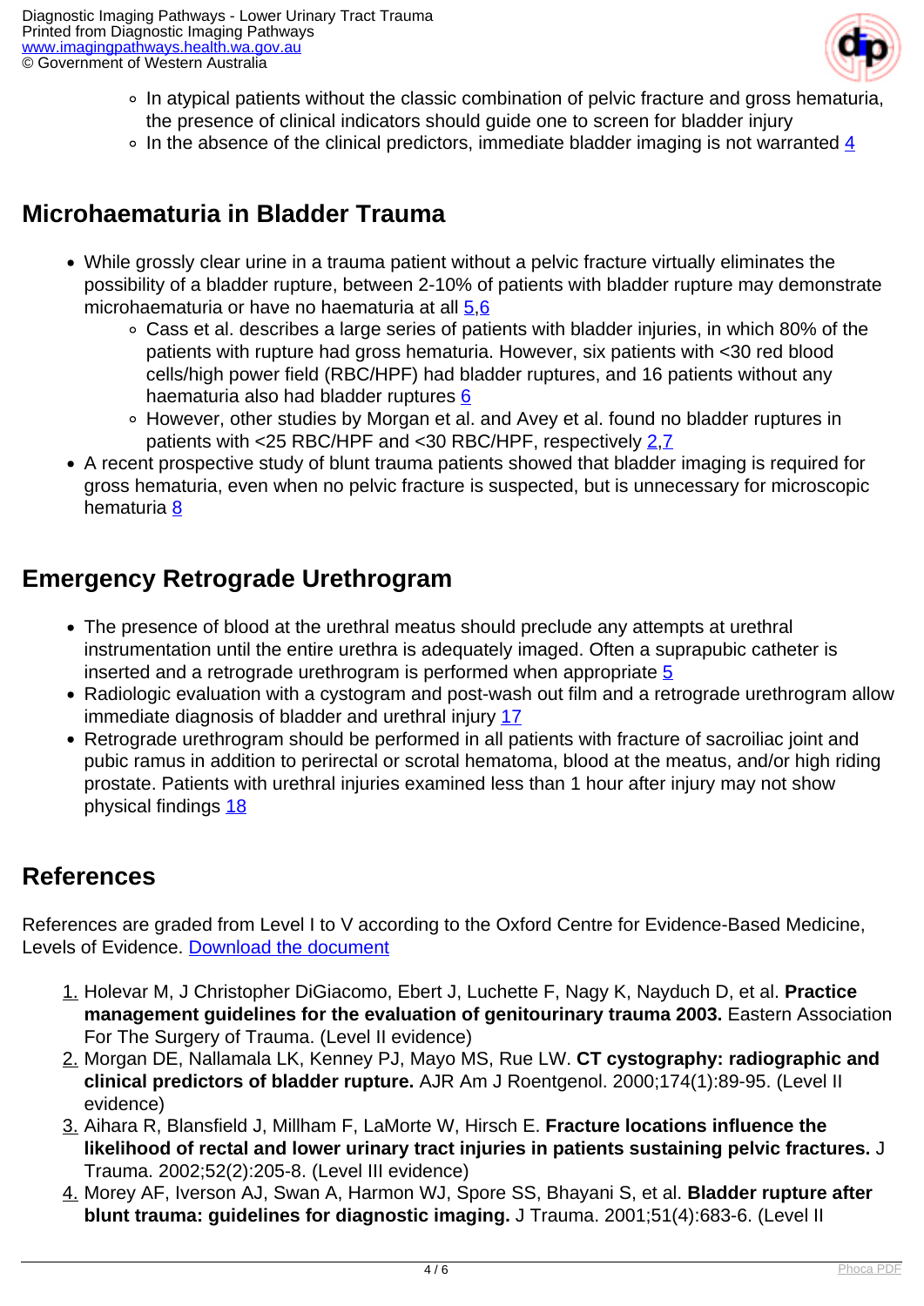- In atypical patients without the classic combination of pelvic fracture and gross hematuria, the presence of clinical indicators should guide one to screen for bladder injury
- In the absence of the clinical predictors, immediate bladder imaging is not warranted 4

## Microhaematuria in Bladder Trauma

- While grossly clear urine in a trauma patient without a pelvic fracture virtually eliminates the possibility of a bladder rupture, between 2-10% of patients with bladder rupture may demonstrate microhaematuria or have no haematuria at all 5,6
  - Cass et al. describes a large series of patients with bladder injuries, in which 80% of the patients with rupture had gross hematuria. However, six patients with <30 red blood cells/high power field (RBC/HPF) had bladder ruptures, and 16 patients without any haematuria also had bladder ruptures 6
  - However, other studies by Morgan et al. and Avey et al. found no bladder ruptures in patients with <25 RBC/HPF and <30 RBC/HPF, respectively 2,7
- A recent prospective study of blunt trauma patients showed that bladder imaging is required for gross hematuria, even when no pelvic fracture is suspected, but is unnecessary for microscopic hematuria 8

## Emergency Retrograde Urethrogram

- The presence of blood at the urethral meatus should preclude any attempts at urethral instrumentation until the entire urethra is adequately imaged. Often a suprapubic catheter is inserted and a retrograde urethrogram is performed when appropriate 5
- Radiologic evaluation with a cystogram and post-wash out film and a retrograde urethrogram allow immediate diagnosis of bladder and urethral injury 17
- Retrograde urethrogram should be performed in all patients with fracture of sacroiliac joint and pubic ramus in addition to perirectal or scrotal hematoma, blood at the meatus, and/or high riding prostate. Patients with urethral injuries examined less than 1 hour after injury may not show physical findings 18

## References

References are graded from Level I to V according to the Oxford Centre for Evidence-Based Medicine, Levels of Evidence. Download the document

1. Holevar M, J Christopher DiGiacomo, Ebert J, Luchette F, Nagy K, Nayduch D, et al. **Practice management guidelines for the evaluation of genitourinary trauma 2003.** Eastern Association For The Surgery of Trauma. (Level II evidence)
2. Morgan DE, Nallamala LK, Kenney PJ, Mayo MS, Rue LW. **CT cystography: radiographic and clinical predictors of bladder rupture.** AJR Am J Roentgenol. 2000;174(1):89-95. (Level II evidence)
3. Aihara R, Blansfield J, Millham F, LaMorte W, Hirsch E. **Fracture locations influence the likelihood of rectal and lower urinary tract injuries in patients sustaining pelvic fractures.** J Trauma. 2002;52(2):205-8. (Level III evidence)
4. Morey AF, Iverson AJ, Swan A, Harmon WJ, Spore SS, Bhayani S, et al. **Bladder rupture after blunt trauma: guidelines for diagnostic imaging.** J Trauma. 2001;51(4):683-6. (Level II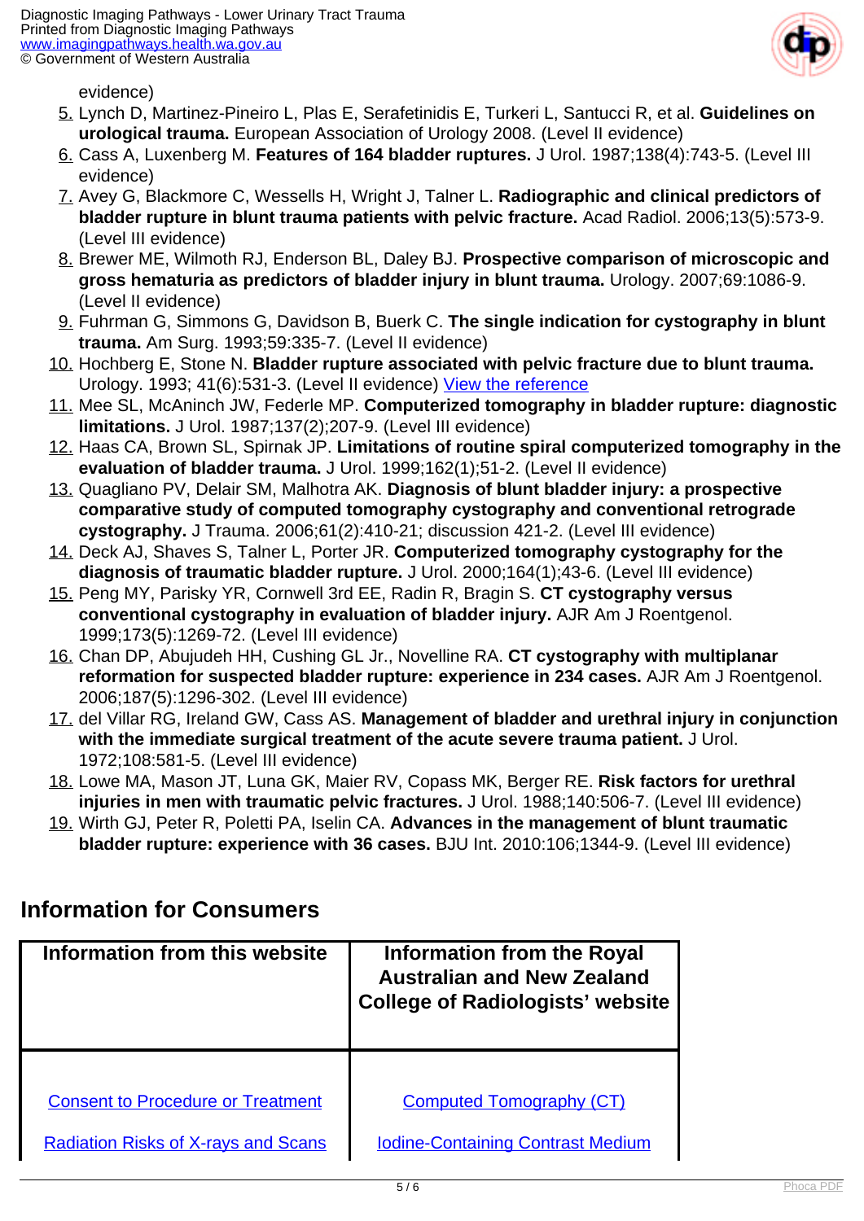evidence)

5. Lynch D, Martinez-Pineiro L, Plas E, Serafetinidis E, Turkeri L, Santucci R, et al. **Guidelines on urological trauma.** European Association of Urology 2008. (Level II evidence)
6. Cass A, Luxenberg M. **Features of 164 bladder ruptures.** J Urol. 1987;138(4):743-5. (Level III evidence)
7. Avey G, Blackmore C, Wessells H, Wright J, Talner L. **Radiographic and clinical predictors of bladder rupture in blunt trauma patients with pelvic fracture.** Acad Radiol. 2006;13(5):573-9. (Level III evidence)
8. Brewer ME, Wilmoth RJ, Enderson BL, Daley BJ. **Prospective comparison of microscopic and gross hematuria as predictors of bladder injury in blunt trauma.** Urology. 2007;69:1086-9. (Level II evidence)
9. Fuhrman G, Simmons G, Davidson B, Buerk C. **The single indication for cystography in blunt trauma.** Am Surg. 1993;59:335-7. (Level II evidence)
10. Hochberg E, Stone N. **Bladder rupture associated with pelvic fracture due to blunt trauma.** Urology. 1993; 41(6):531-3. (Level II evidence) View the reference
11. Mee SL, McAninch JW, Federle MP. **Computerized tomography in bladder rupture: diagnostic limitations.** J Urol. 1987;137(2);207-9. (Level III evidence)
12. Haas CA, Brown SL, Spirnak JP. **Limitations of routine spiral computerized tomography in the evaluation of bladder trauma.** J Urol. 1999;162(1);51-2. (Level II evidence)
13. Quagliano PV, Delair SM, Malhotra AK. **Diagnosis of blunt bladder injury: a prospective comparative study of computed tomography cystography and conventional retrograde cystography.** J Trauma. 2006;61(2):410-21; discussion 421-2. (Level III evidence)
14. Deck AJ, Shaves S, Talner L, Porter JR. **Computerized tomography cystography for the diagnosis of traumatic bladder rupture.** J Urol. 2000;164(1);43-6. (Level III evidence)
15. Peng MY, Parisky YR, Cornwell 3rd EE, Radin R, Bragin S. **CT cystography versus conventional cystography in evaluation of bladder injury.** AJR Am J Roentgenol. 1999;173(5):1269-72. (Level III evidence)
16. Chan DP, Abujudeh HH, Cushing GL Jr., Novelline RA. **CT cystography with multiplanar reformation for suspected bladder rupture: experience in 234 cases.** AJR Am J Roentgenol. 2006;187(5):1296-302. (Level III evidence)
17. del Villar RG, Ireland GW, Cass AS. **Management of bladder and urethral injury in conjunction with the immediate surgical treatment of the acute severe trauma patient.** J Urol. 1972;108:581-5. (Level III evidence)
18. Lowe MA, Mason JT, Luna GK, Maier RV, Copass MK, Berger RE. **Risk factors for urethral injuries in men with traumatic pelvic fractures.** J Urol. 1988;140:506-7. (Level III evidence)
19. Wirth GJ, Peter R, Poletti PA, Iselin CA. **Advances in the management of blunt traumatic bladder rupture: experience with 36 cases.** BJU Int. 2010:106;1344-9. (Level III evidence)

## Information for Consumers

| Information from this website | Information from the Royal Australian and New Zealand College of Radiologists' website |
|---|---|
| Consent to Procedure or Treatment | Computed Tomography (CT) |
| Radiation Risks of X-rays and Scans | Iodine-Containing Contrast Medium |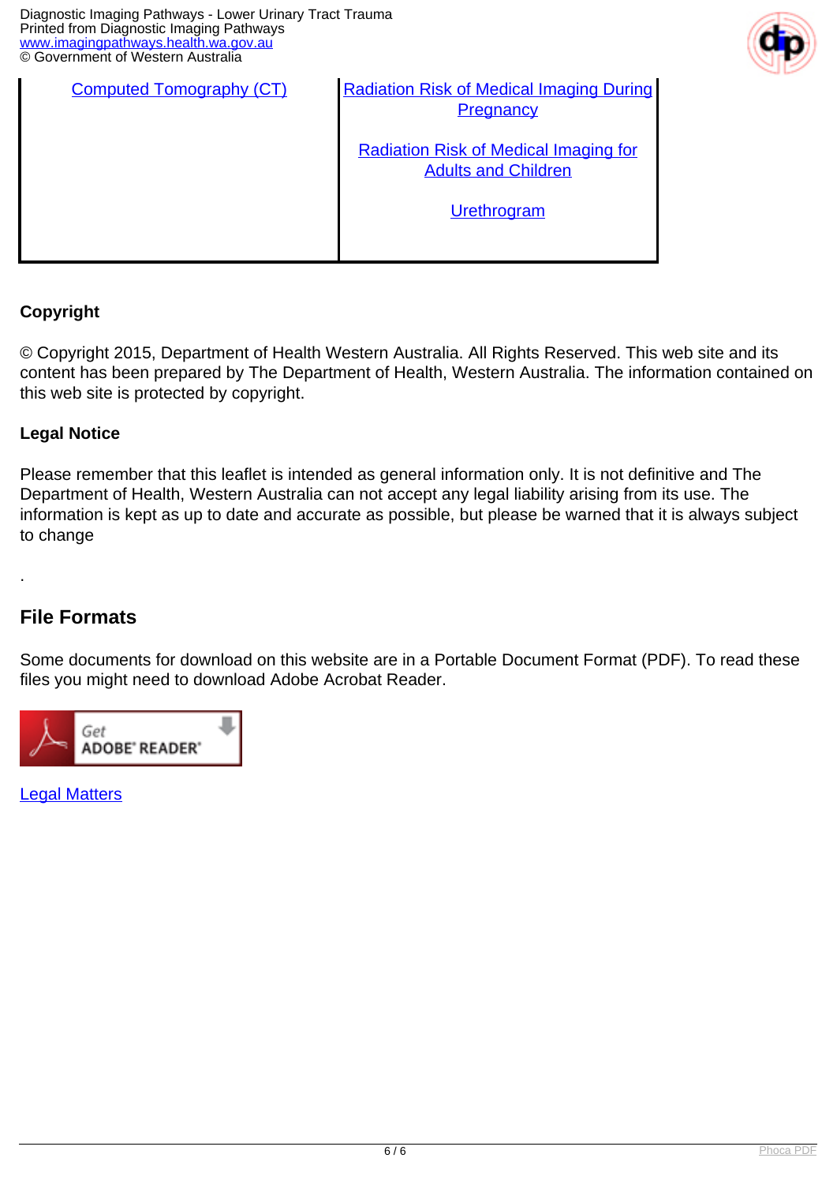| | |
|---|---|
| Computed Tomography (CT) | Radiation Risk of Medical Imaging During Pregnancy<br><br>Radiation Risk of Medical Imaging for Adults and Children<br><br>Urethrogram |

**Copyright**

© Copyright 2015, Department of Health Western Australia. All Rights Reserved. This web site and its content has been prepared by The Department of Health, Western Australia. The information contained on this web site is protected by copyright.

**Legal Notice**

Please remember that this leaflet is intended as general information only. It is not definitive and The Department of Health, Western Australia can not accept any legal liability arising from its use. The information is kept as up to date and accurate as possible, but please be warned that it is always subject to change

.

## File Formats

Some documents for download on this website are in a Portable Document Format (PDF). To read these files you might need to download Adobe Acrobat Reader.

Get ADOBE® READER®

Legal Matters